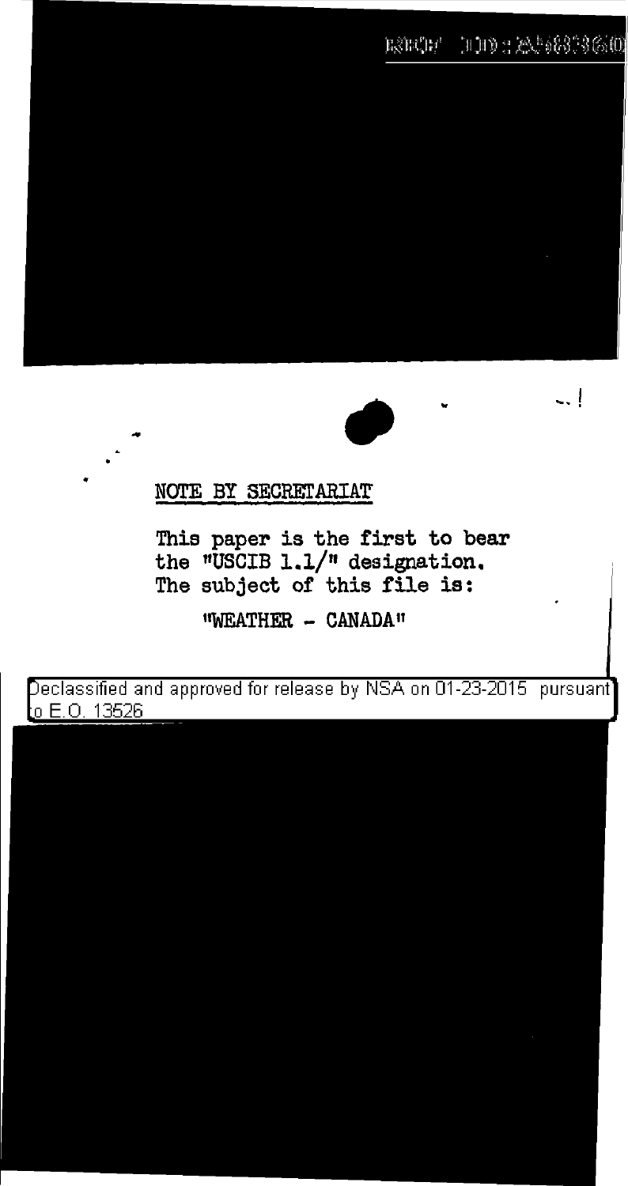## NOTE BY SECRETARIAT

This paper is the first to bear the "USCIB 1.1/" designation. The subject of this file is:

"WEATHER - CANADA"

Declassified and approved for release by NSA on 01-23-2015 pursuant to E.O. 13526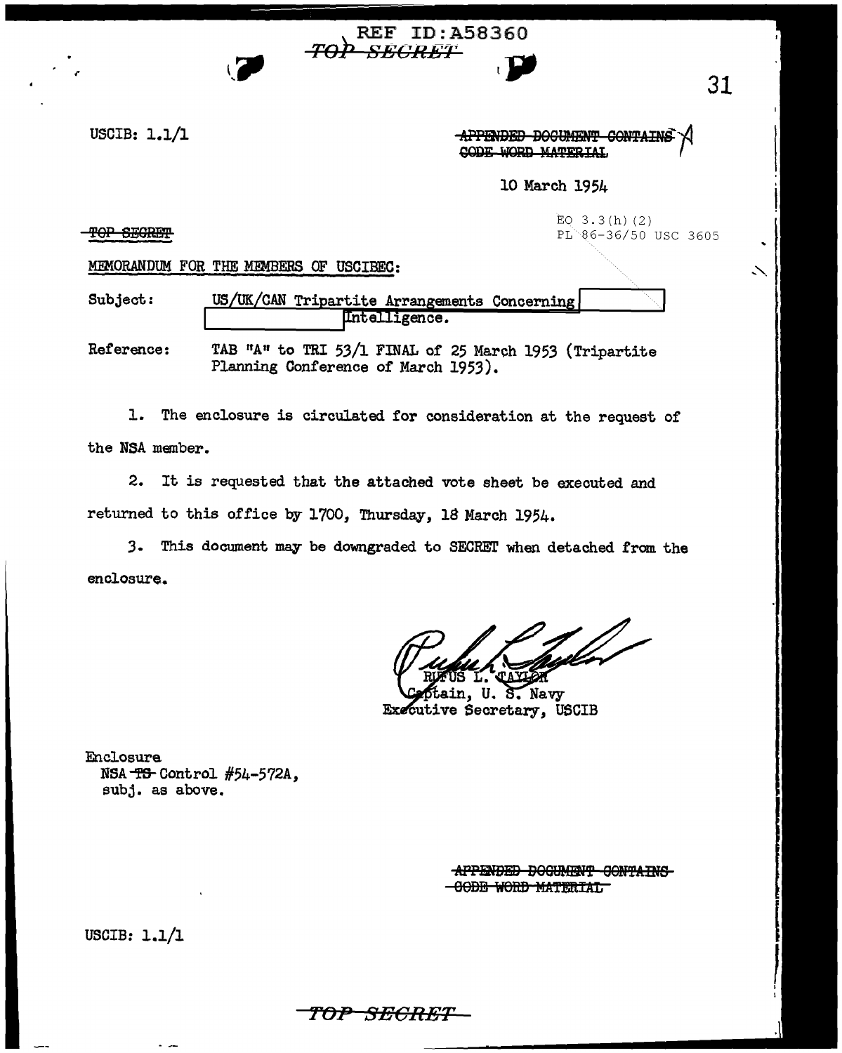REF ID:A58360

~~TOP SECRET~~

USCIB: 1.1/1

~~APPENDED DOCUMENT CONTAINS CODE WORD MATERIAL~~

10 March 1954

~~TOP SECRET~~

EO 3.3(h)(2)
PL 86-36/50 USC 3605

MEMORANDUM FOR THE MEMBERS OF USCIBEC:

Subject: US/UK/CAN Tripartite Arrangements Concerning [redacted] Intelligence.

Reference: TAB "A" to TRI 53/1 FINAL of 25 March 1953 (Tripartite Planning Conference of March 1953).

1. The enclosure is circulated for consideration at the request of the NSA member.

2. It is requested that the attached vote sheet be executed and returned to this office by 1700, Thursday, 18 March 1954.

3. This document may be downgraded to SECRET when detached from the enclosure.

RUFUS L. TAYLOR
Captain, U. S. Navy
Executive Secretary, USCIB

Enclosure
NSA ~~TS~~ Control #54-572A,
subj. as above.

~~APPENDED DOCUMENT CONTAINS CODE WORD MATERIAL~~

USCIB: 1.1/1

~~TOP SECRET~~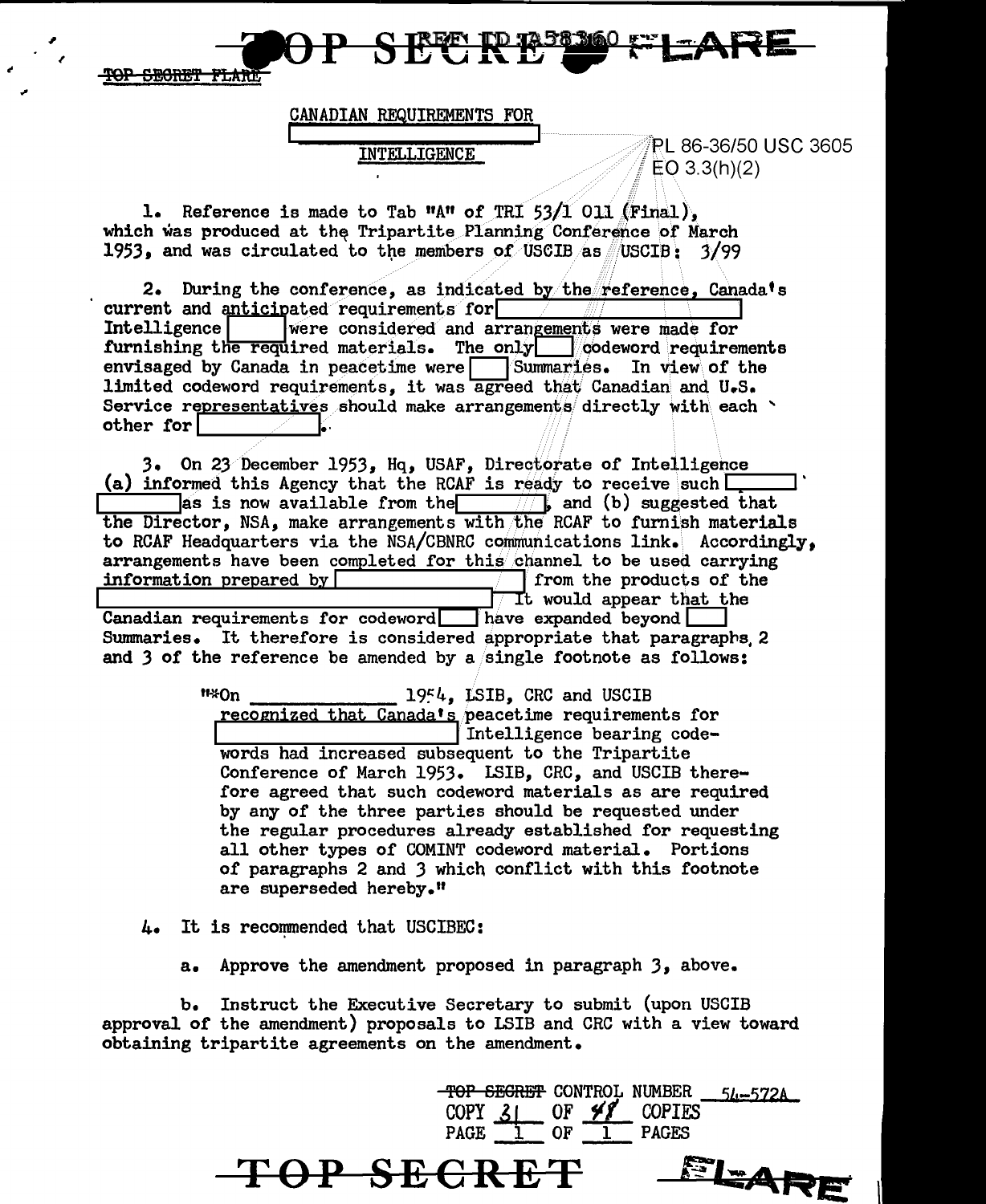CANADIAN REQUIREMENTS FOR

[redacted]

INTELLIGENCE

PL 86-36/50 USC 3605
EO 3.3(h)(2)

1. Reference is made to Tab "A" of TRI 53/1 011 (Final), which was produced at the Tripartite Planning Conference of March 1953, and was circulated to the members of USCIB as USCIB: 3/99

2. During the conference, as indicated by the reference, Canada's current and anticipated requirements for [redacted] Intelligence [redacted] were considered and arrangements were made for furnishing the required materials. The only [redacted] codeword requirements envisaged by Canada in peacetime were [redacted] Summaries. In view of the limited codeword requirements, it was agreed that Canadian and U.S. Service representatives should make arrangements directly with each other for [redacted].

3. On 23 December 1953, Hq, USAF, Directorate of Intelligence (a) informed this Agency that the RCAF is ready to receive such [redacted] as is now available from the [redacted], and (b) suggested that the Director, NSA, make arrangements with the RCAF to furnish materials to RCAF Headquarters via the NSA/CBNRC communications link. Accordingly, arrangements have been completed for this channel to be used carrying information prepared by [redacted] from the products of the [redacted] It would appear that the Canadian requirements for codeword [redacted] have expanded beyond [redacted] Summaries. It therefore is considered appropriate that paragraphs 2 and 3 of the reference be amended by a single footnote as follows:

> "*On ____________ 1954, LSIB, CRC and USCIB recognized that Canada's peacetime requirements for [redacted] Intelligence bearing codewords had increased subsequent to the Tripartite Conference of March 1953. LSIB, CRC, and USCIB therefore agreed that such codeword materials as are required by any of the three parties should be requested under the regular procedures already established for requesting all other types of COMINT codeword material. Portions of paragraphs 2 and 3 which conflict with this footnote are superseded hereby."

4. It is recommended that USCIBEC:

a. Approve the amendment proposed in paragraph 3, above.

b. Instruct the Executive Secretary to submit (upon USCIB approval of the amendment) proposals to LSIB and CRC with a view toward obtaining tripartite agreements on the amendment.

~~TOP SECRET~~ CONTROL NUMBER 54-572A
COPY 31 OF 48 COPIES
PAGE 1 OF 1 PAGES